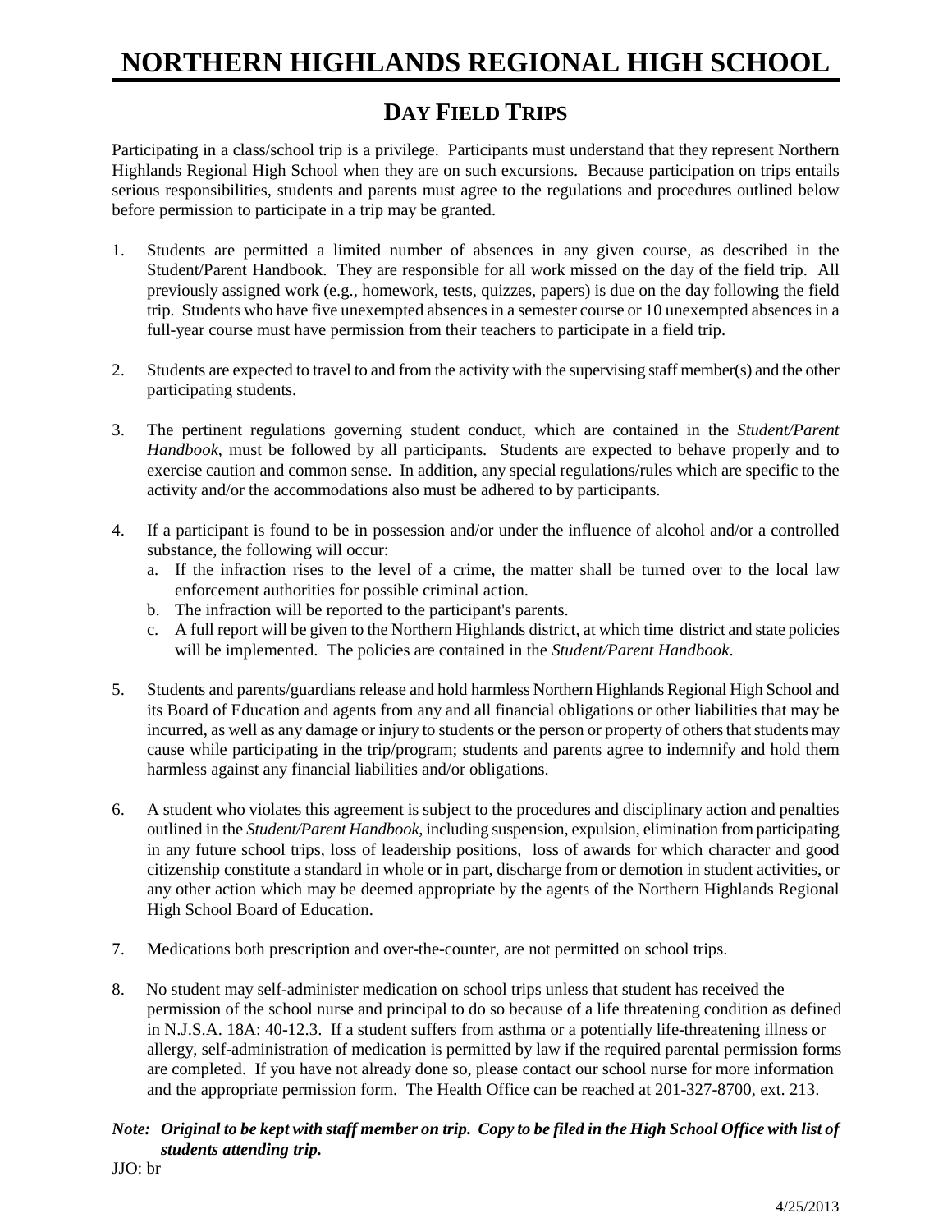# NORTHERN HIGHLANDS REGIONAL HIGH SCHOOL

## DAY FIELD TRIPS

Participating in a class/school trip is a privilege. Participants must understand that they represent Northern Highlands Regional High School when they are on such excursions. Because participation on trips entails serious responsibilities, students and parents must agree to the regulations and procedures outlined below before permission to participate in a trip may be granted.

1. Students are permitted a limited number of absences in any given course, as described in the Student/Parent Handbook. They are responsible for all work missed on the day of the field trip. All previously assigned work (e.g., homework, tests, quizzes, papers) is due on the day following the field trip. Students who have five unexempted absences in a semester course or 10 unexempted absences in a full-year course must have permission from their teachers to participate in a field trip.

2. Students are expected to travel to and from the activity with the supervising staff member(s) and the other participating students.

3. The pertinent regulations governing student conduct, which are contained in the *Student/Parent Handbook*, must be followed by all participants. Students are expected to behave properly and to exercise caution and common sense. In addition, any special regulations/rules which are specific to the activity and/or the accommodations also must be adhered to by participants.

4. If a participant is found to be in possession and/or under the influence of alcohol and/or a controlled substance, the following will occur:
   a. If the infraction rises to the level of a crime, the matter shall be turned over to the local law enforcement authorities for possible criminal action.
   b. The infraction will be reported to the participant's parents.
   c. A full report will be given to the Northern Highlands district, at which time district and state policies will be implemented. The policies are contained in the *Student/Parent Handbook*.

5. Students and parents/guardians release and hold harmless Northern Highlands Regional High School and its Board of Education and agents from any and all financial obligations or other liabilities that may be incurred, as well as any damage or injury to students or the person or property of others that students may cause while participating in the trip/program; students and parents agree to indemnify and hold them harmless against any financial liabilities and/or obligations.

6. A student who violates this agreement is subject to the procedures and disciplinary action and penalties outlined in the *Student/Parent Handbook*, including suspension, expulsion, elimination from participating in any future school trips, loss of leadership positions, loss of awards for which character and good citizenship constitute a standard in whole or in part, discharge from or demotion in student activities, or any other action which may be deemed appropriate by the agents of the Northern Highlands Regional High School Board of Education.

7. Medications both prescription and over-the-counter, are not permitted on school trips.

8. No student may self-administer medication on school trips unless that student has received the permission of the school nurse and principal to do so because of a life threatening condition as defined in N.J.S.A. 18A: 40-12.3. If a student suffers from asthma or a potentially life-threatening illness or allergy, self-administration of medication is permitted by law if the required parental permission forms are completed. If you have not already done so, please contact our school nurse for more information and the appropriate permission form. The Health Office can be reached at 201-327-8700, ext. 213.

***Note: Original to be kept with staff member on trip. Copy to be filed in the High School Office with list of students attending trip.***

JJO: br

4/25/2013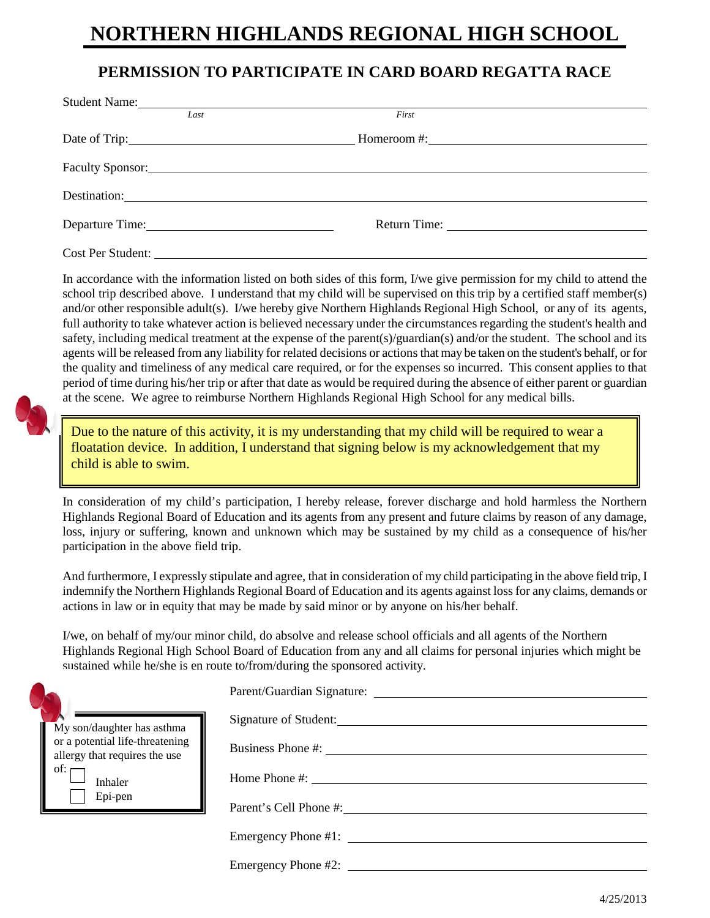# NORTHERN HIGHLANDS REGIONAL HIGH SCHOOL

## PERMISSION TO PARTICIPATE IN CARD BOARD REGATTA RACE

Student Name: ______________________________________________
*Last* *First*

Date of Trip: ____________________ Homeroom #: ____________________

Faculty Sponsor: ______________________________________________

Destination: ______________________________________________

Departure Time: ____________________ Return Time: ____________________

Cost Per Student: ______________________________________________

In accordance with the information listed on both sides of this form, I/we give permission for my child to attend the school trip described above. I understand that my child will be supervised on this trip by a certified staff member(s) and/or other responsible adult(s). I/we hereby give Northern Highlands Regional High School, or any of its agents, full authority to take whatever action is believed necessary under the circumstances regarding the student's health and safety, including medical treatment at the expense of the parent(s)/guardian(s) and/or the student. The school and its agents will be released from any liability for related decisions or actions that may be taken on the student's behalf, or for the quality and timeliness of any medical care required, or for the expenses so incurred. This consent applies to that period of time during his/her trip or after that date as would be required during the absence of either parent or guardian at the scene. We agree to reimburse Northern Highlands Regional High School for any medical bills.

Due to the nature of this activity, it is my understanding that my child will be required to wear a floatation device. In addition, I understand that signing below is my acknowledgement that my child is able to swim.

In consideration of my child's participation, I hereby release, forever discharge and hold harmless the Northern Highlands Regional Board of Education and its agents from any present and future claims by reason of any damage, loss, injury or suffering, known and unknown which may be sustained by my child as a consequence of his/her participation in the above field trip.

And furthermore, I expressly stipulate and agree, that in consideration of my child participating in the above field trip, I indemnify the Northern Highlands Regional Board of Education and its agents against loss for any claims, demands or actions in law or in equity that may be made by said minor or by anyone on his/her behalf.

I/we, on behalf of my/our minor child, do absolve and release school officials and all agents of the Northern Highlands Regional High School Board of Education from any and all claims for personal injuries which might be sustained while he/she is en route to/from/during the sponsored activity.

My son/daughter has asthma or a potential life-threatening allergy that requires the use of:
- ☐ Inhaler
- ☐ Epi-pen

Parent/Guardian Signature: ______________________________

Signature of Student: ______________________________

Business Phone #: ______________________________

Home Phone #: ______________________________

Parent's Cell Phone #: ______________________________

Emergency Phone #1: ______________________________

Emergency Phone #2: ______________________________

4/25/2013